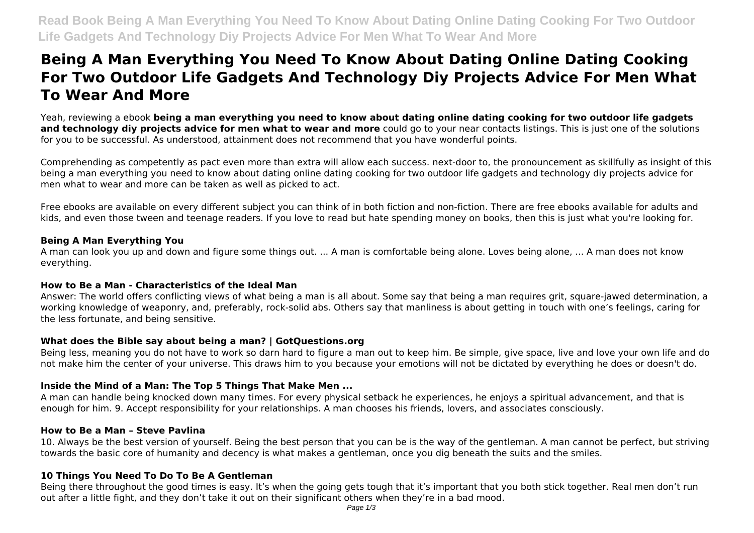# Being A Man Everything You Need To Know About Dating Online Dating Cooking For Two Outdoor Life Gadgets And Technology Diy Projects Advice For Men What To Wear And More

Yeah, reviewing a ebook **being a man everything you need to know about dating online dating cooking for two outdoor life gadgets and technology diy projects advice for men what to wear and more** could go to your near contacts listings. This is just one of the solutions for you to be successful. As understood, attainment does not recommend that you have wonderful points.

Comprehending as competently as pact even more than extra will allow each success. next-door to, the pronouncement as skillfully as insight of this being a man everything you need to know about dating online dating cooking for two outdoor life gadgets and technology diy projects advice for men what to wear and more can be taken as well as picked to act.

Free ebooks are available on every different subject you can think of in both fiction and non-fiction. There are free ebooks available for adults and kids, and even those tween and teenage readers. If you love to read but hate spending money on books, then this is just what you're looking for.

### Being A Man Everything You

A man can look you up and down and figure some things out. ... A man is comfortable being alone. Loves being alone, ... A man does not know everything.

### How to Be a Man - Characteristics of the Ideal Man

Answer: The world offers conflicting views of what being a man is all about. Some say that being a man requires grit, square-jawed determination, a working knowledge of weaponry, and, preferably, rock-solid abs. Others say that manliness is about getting in touch with one's feelings, caring for the less fortunate, and being sensitive.

### What does the Bible say about being a man? | GotQuestions.org

Being less, meaning you do not have to work so darn hard to figure a man out to keep him. Be simple, give space, live and love your own life and do not make him the center of your universe. This draws him to you because your emotions will not be dictated by everything he does or doesn't do.

### Inside the Mind of a Man: The Top 5 Things That Make Men ...

A man can handle being knocked down many times. For every physical setback he experiences, he enjoys a spiritual advancement, and that is enough for him. 9. Accept responsibility for your relationships. A man chooses his friends, lovers, and associates consciously.

### How to Be a Man – Steve Pavlina

10. Always be the best version of yourself. Being the best person that you can be is the way of the gentleman. A man cannot be perfect, but striving towards the basic core of humanity and decency is what makes a gentleman, once you dig beneath the suits and the smiles.

### 10 Things You Need To Do To Be A Gentleman

Being there throughout the good times is easy. It's when the going gets tough that it's important that you both stick together. Real men don't run out after a little fight, and they don't take it out on their significant others when they're in a bad mood.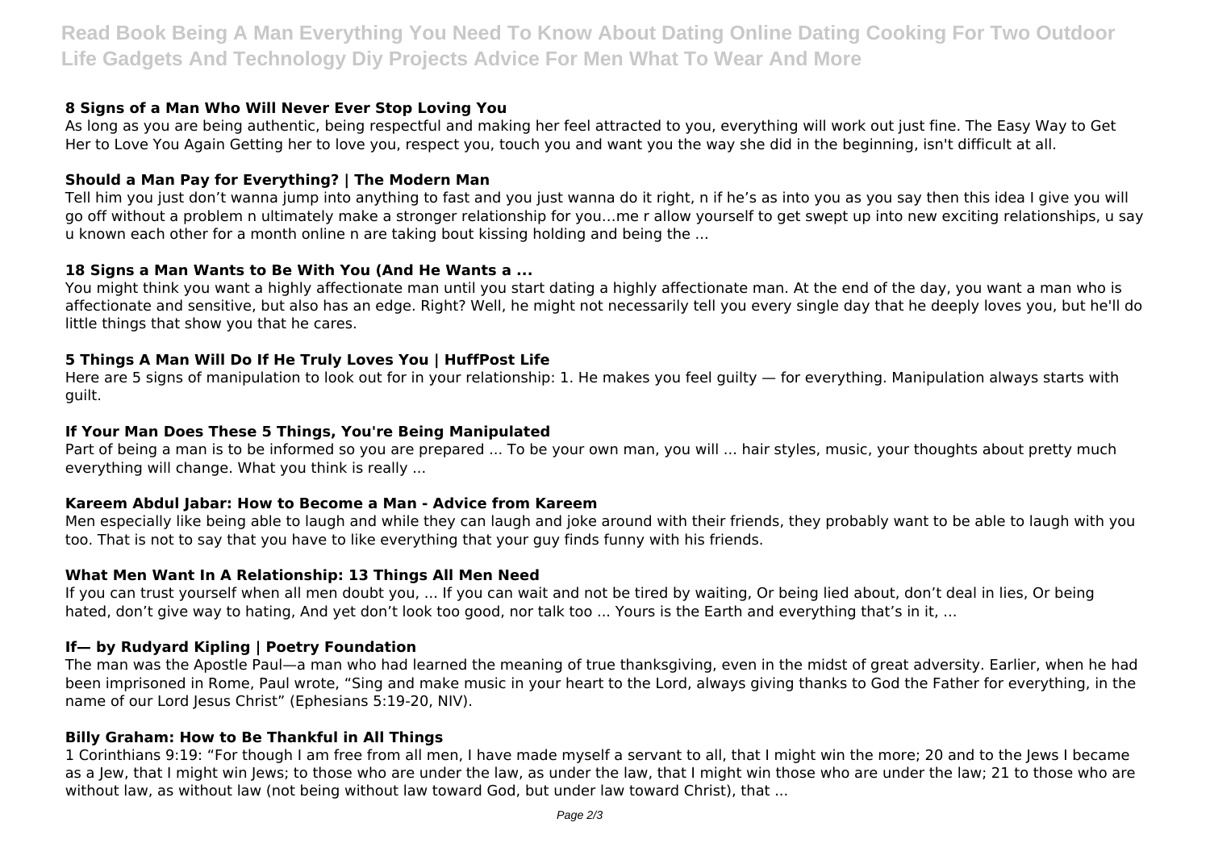### 8 Signs of a Man Who Will Never Ever Stop Loving You

As long as you are being authentic, being respectful and making her feel attracted to you, everything will work out just fine. The Easy Way to Get Her to Love You Again Getting her to love you, respect you, touch you and want you the way she did in the beginning, isn't difficult at all.

### Should a Man Pay for Everything? | The Modern Man

Tell him you just don't wanna jump into anything to fast and you just wanna do it right, n if he's as into you as you say then this idea I give you will go off without a problem n ultimately make a stronger relationship for you…me r allow yourself to get swept up into new exciting relationships, u say u known each other for a month online n are taking bout kissing holding and being the ...

### 18 Signs a Man Wants to Be With You (And He Wants a ...

You might think you want a highly affectionate man until you start dating a highly affectionate man. At the end of the day, you want a man who is affectionate and sensitive, but also has an edge. Right? Well, he might not necessarily tell you every single day that he deeply loves you, but he'll do little things that show you that he cares.

### 5 Things A Man Will Do If He Truly Loves You | HuffPost Life

Here are 5 signs of manipulation to look out for in your relationship: 1. He makes you feel guilty — for everything. Manipulation always starts with guilt.

### If Your Man Does These 5 Things, You're Being Manipulated

Part of being a man is to be informed so you are prepared ... To be your own man, you will ... hair styles, music, your thoughts about pretty much everything will change. What you think is really ...

### Kareem Abdul Jabar: How to Become a Man - Advice from Kareem

Men especially like being able to laugh and while they can laugh and joke around with their friends, they probably want to be able to laugh with you too. That is not to say that you have to like everything that your guy finds funny with his friends.

### What Men Want In A Relationship: 13 Things All Men Need

If you can trust yourself when all men doubt you, ... If you can wait and not be tired by waiting, Or being lied about, don't deal in lies, Or being hated, don't give way to hating, And yet don't look too good, nor talk too ... Yours is the Earth and everything that's in it, ...

### If— by Rudyard Kipling | Poetry Foundation

The man was the Apostle Paul—a man who had learned the meaning of true thanksgiving, even in the midst of great adversity. Earlier, when he had been imprisoned in Rome, Paul wrote, "Sing and make music in your heart to the Lord, always giving thanks to God the Father for everything, in the name of our Lord Jesus Christ" (Ephesians 5:19-20, NIV).

### Billy Graham: How to Be Thankful in All Things

1 Corinthians 9:19: "For though I am free from all men, I have made myself a servant to all, that I might win the more; 20 and to the Jews I became as a Jew, that I might win Jews; to those who are under the law, as under the law, that I might win those who are under the law; 21 to those who are without law, as without law (not being without law toward God, but under law toward Christ), that ...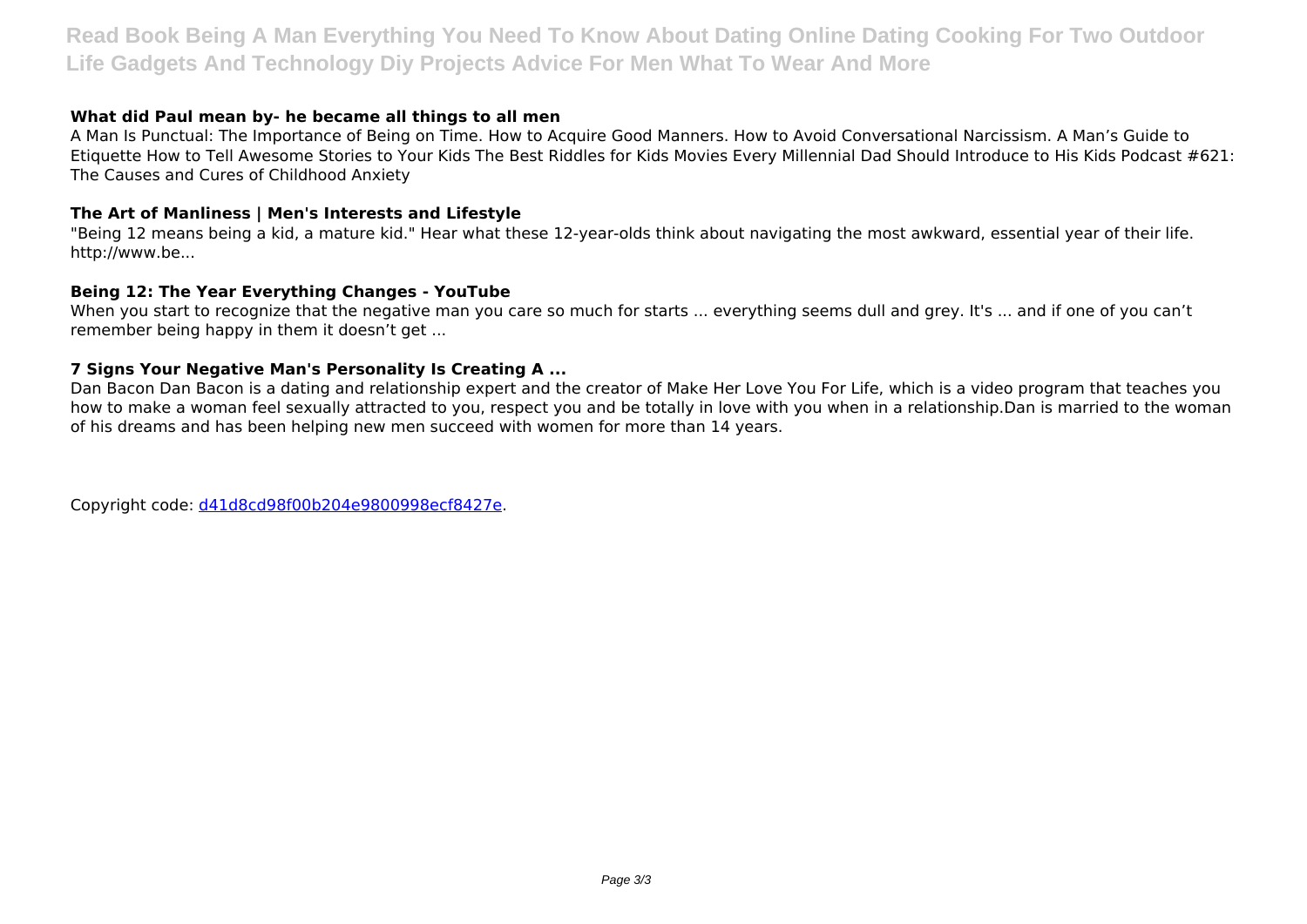### What did Paul mean by- he became all things to all men

A Man Is Punctual: The Importance of Being on Time. How to Acquire Good Manners. How to Avoid Conversational Narcissism. A Man's Guide to Etiquette How to Tell Awesome Stories to Your Kids The Best Riddles for Kids Movies Every Millennial Dad Should Introduce to His Kids Podcast #621: The Causes and Cures of Childhood Anxiety

### The Art of Manliness | Men's Interests and Lifestyle

"Being 12 means being a kid, a mature kid." Hear what these 12-year-olds think about navigating the most awkward, essential year of their life. http://www.be...

### Being 12: The Year Everything Changes - YouTube

When you start to recognize that the negative man you care so much for starts ... everything seems dull and grey. It's ... and if one of you can't remember being happy in them it doesn't get ...

### 7 Signs Your Negative Man's Personality Is Creating A ...

Dan Bacon Dan Bacon is a dating and relationship expert and the creator of Make Her Love You For Life, which is a video program that teaches you how to make a woman feel sexually attracted to you, respect you and be totally in love with you when in a relationship.Dan is married to the woman of his dreams and has been helping new men succeed with women for more than 14 years.

Copyright code: d41d8cd98f00b204e9800998ecf8427e.